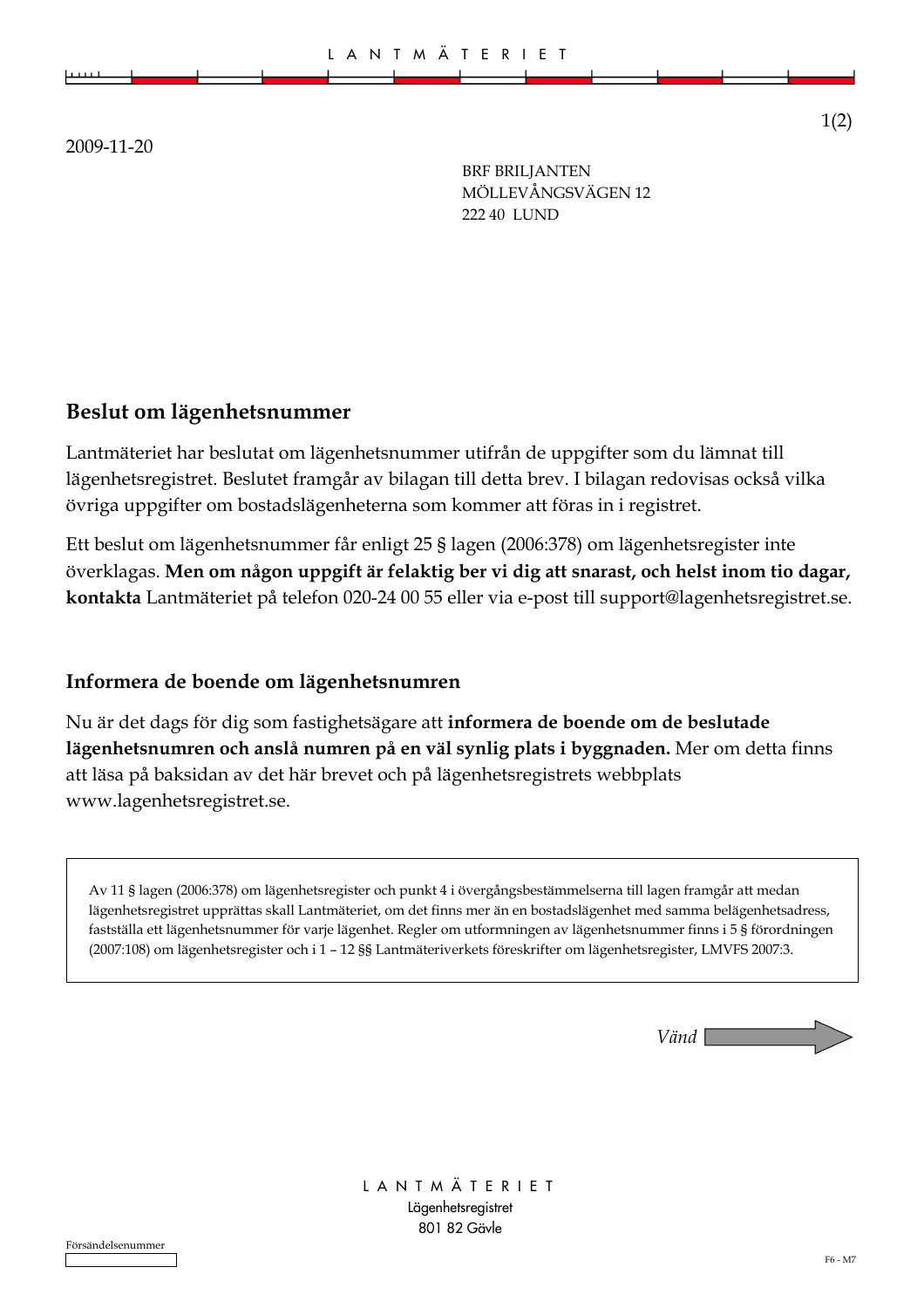LANTMÄTERIET

2009-11-20

BRF BRILJANTEN
MÖLLEVÅNGSVÄGEN 12
222 40 LUND

## Beslut om lägenhetsnummer

Lantmäteriet har beslutat om lägenhetsnummer utifrån de uppgifter som du lämnat till lägenhetsregistret. Beslutet framgår av bilagan till detta brev. I bilagan redovisas också vilka övriga uppgifter om bostadslägenheterna som kommer att föras in i registret.

Ett beslut om lägenhetsnummer får enligt 25 § lagen (2006:378) om lägenhetsregister inte överklagas. **Men om någon uppgift är felaktig ber vi dig att snarast, och helst inom tio dagar, kontakta** Lantmäteriet på telefon 020-24 00 55 eller via e-post till support@lagenhetsregistret.se.

## Informera de boende om lägenhetsnumren

Nu är det dags för dig som fastighetsägare att **informera de boende om de beslutade lägenhetsnumren och anslå numren på en väl synlig plats i byggnaden.** Mer om detta finns att läsa på baksidan av det här brevet och på lägenhetsregistrets webbplats www.lagenhetsregistret.se.

> Av 11 § lagen (2006:378) om lägenhetsregister och punkt 4 i övergångsbestämmelserna till lagen framgår att medan lägenhetsregistret upprättas skall Lantmäteriet, om det finns mer än en bostadslägenhet med samma belägenhetsadress, fastställa ett lägenhetsnummer för varje lägenhet. Regler om utformningen av lägenhetsnummer finns i 5 § förordningen (2007:108) om lägenhetsregister och i 1 – 12 §§ Lantmäteriverkets föreskrifter om lägenhetsregister, LMVFS 2007:3.

*Vänd* →

LANTMÄTERIET
Lägenhetsregistret
801 82 Gävle

Försändelsenummer

F6 - M7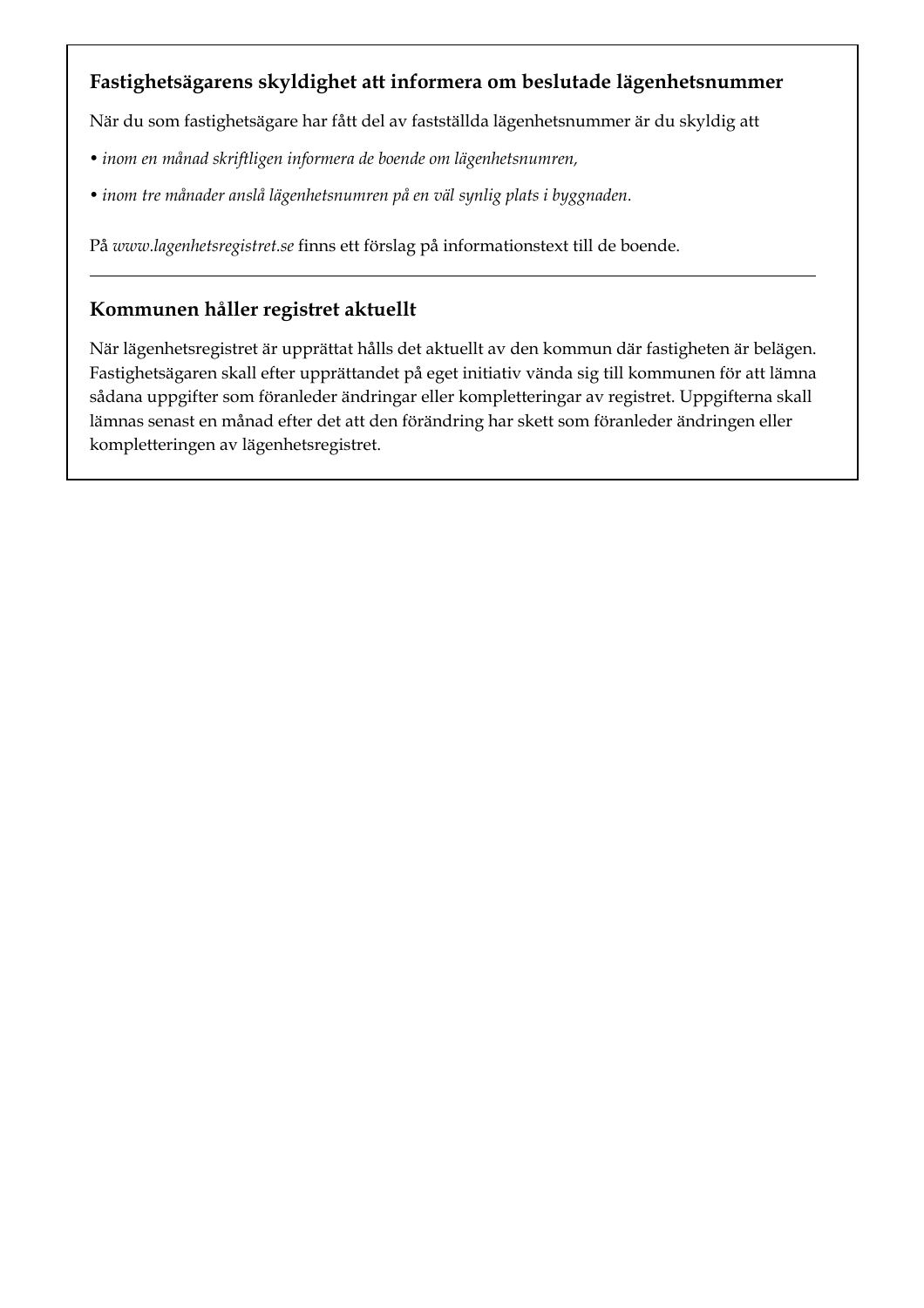**Fastighetsägarens skyldighet att informera om beslutade lägenhetsnummer**

När du som fastighetsägare har fått del av fastställda lägenhetsnummer är du skyldig att

- *inom en månad skriftligen informera de boende om lägenhetsnumren,*
- *inom tre månader anslå lägenhetsnumren på en väl synlig plats i byggnaden.*

På *www.lagenhetsregistret.se* finns ett förslag på informationstext till de boende.

---

**Kommunen håller registret aktuellt**

När lägenhetsregistret är upprättat hålls det aktuellt av den kommun där fastigheten är belägen. Fastighetsägaren skall efter upprättandet på eget initiativ vända sig till kommunen för att lämna sådana uppgifter som föranleder ändringar eller kompletteringar av registret. Uppgifterna skall lämnas senast en månad efter det att den förändring har skett som föranleder ändringen eller kompletteringen av lägenhetsregistret.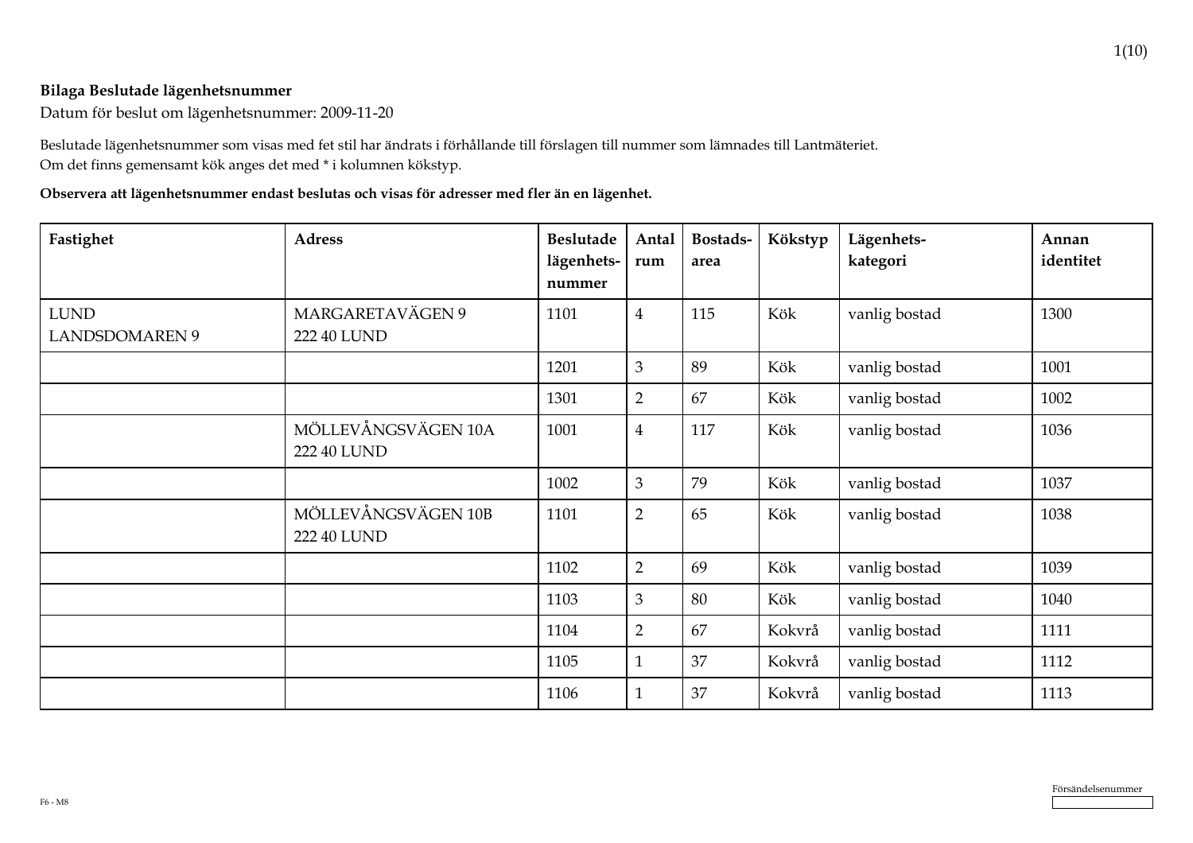**Bilaga Beslutade lägenhetsnummer**

Datum för beslut om lägenhetsnummer: 2009-11-20

Beslutade lägenhetsnummer som visas med fet stil har ändrats i förhållande till förslagen till nummer som lämnades till Lantmäteriet.
Om det finns gemensamt kök anges det med * i kolumnen kökstyp.

**Observera att lägenhetsnummer endast beslutas och visas för adresser med fler än en lägenhet.**

| Fastighet | Adress | Beslutade lägenhets-nummer | Antal rum | Bostads-area | Kökstyp | Lägenhets-kategori | Annan identitet |
|---|---|---|---|---|---|---|---|
| LUND LANDSDOMAREN 9 | MARGARETAVÄGEN 9 222 40 LUND | 1101 | 4 | 115 | Kök | vanlig bostad | 1300 |
| | | 1201 | 3 | 89 | Kök | vanlig bostad | 1001 |
| | | 1301 | 2 | 67 | Kök | vanlig bostad | 1002 |
| | MÖLLEVÅNGSVÄGEN 10A 222 40 LUND | 1001 | 4 | 117 | Kök | vanlig bostad | 1036 |
| | | 1002 | 3 | 79 | Kök | vanlig bostad | 1037 |
| | MÖLLEVÅNGSVÄGEN 10B 222 40 LUND | 1101 | 2 | 65 | Kök | vanlig bostad | 1038 |
| | | 1102 | 2 | 69 | Kök | vanlig bostad | 1039 |
| | | 1103 | 3 | 80 | Kök | vanlig bostad | 1040 |
| | | 1104 | 2 | 67 | Kokvrå | vanlig bostad | 1111 |
| | | 1105 | 1 | 37 | Kokvrå | vanlig bostad | 1112 |
| | | 1106 | 1 | 37 | Kokvrå | vanlig bostad | 1113 |

F6 - M8

Försändelsenummer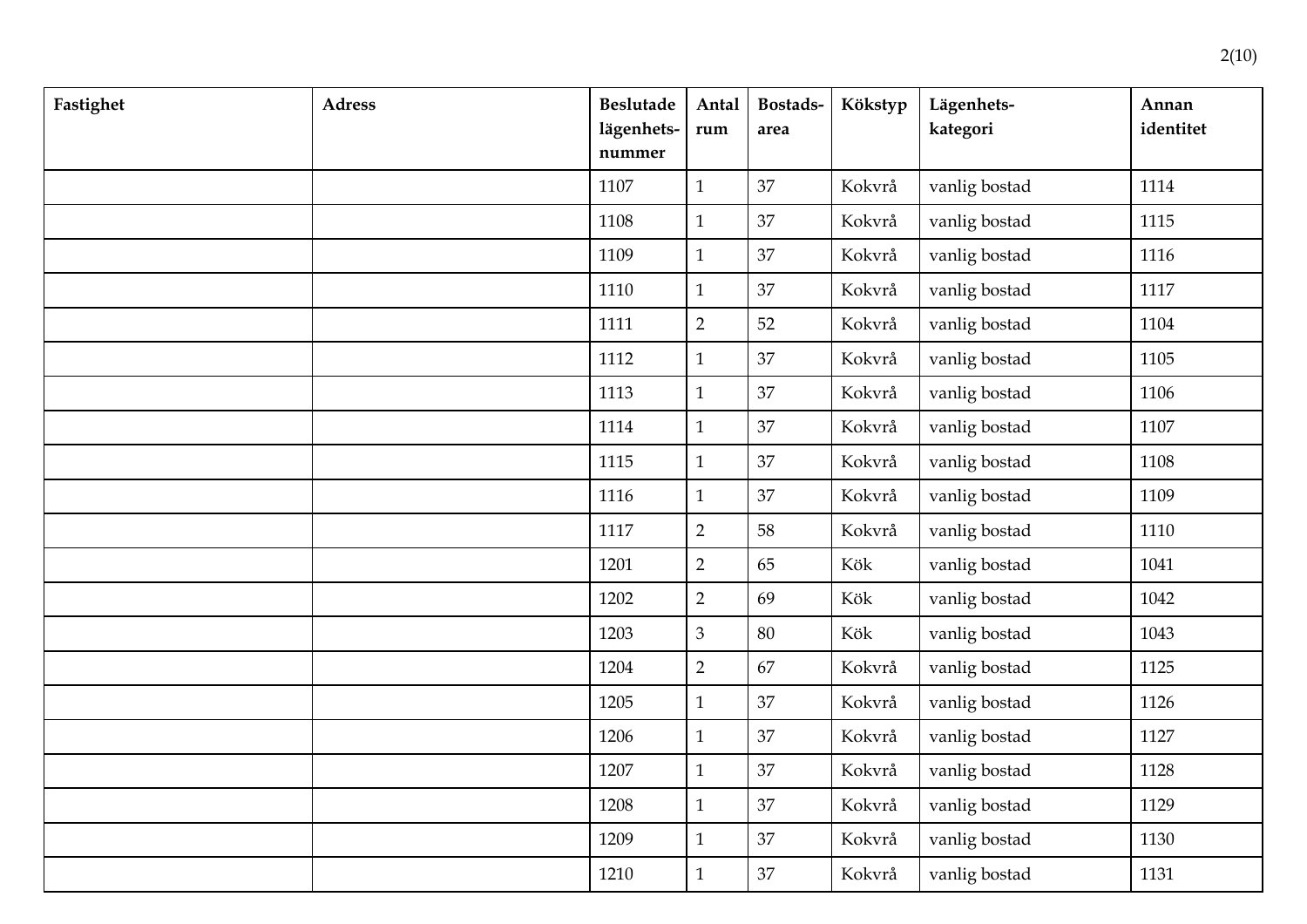| Fastighet | Adress | Beslutade lägenhets-nummer | Antal rum | Bostads-area | Kökstyp | Lägenhets-kategori | Annan identitet |
|---|---|---|---|---|---|---|---|
| | | 1107 | 1 | 37 | Kokvrå | vanlig bostad | 1114 |
| | | 1108 | 1 | 37 | Kokvrå | vanlig bostad | 1115 |
| | | 1109 | 1 | 37 | Kokvrå | vanlig bostad | 1116 |
| | | 1110 | 1 | 37 | Kokvrå | vanlig bostad | 1117 |
| | | 1111 | 2 | 52 | Kokvrå | vanlig bostad | 1104 |
| | | 1112 | 1 | 37 | Kokvrå | vanlig bostad | 1105 |
| | | 1113 | 1 | 37 | Kokvrå | vanlig bostad | 1106 |
| | | 1114 | 1 | 37 | Kokvrå | vanlig bostad | 1107 |
| | | 1115 | 1 | 37 | Kokvrå | vanlig bostad | 1108 |
| | | 1116 | 1 | 37 | Kokvrå | vanlig bostad | 1109 |
| | | 1117 | 2 | 58 | Kokvrå | vanlig bostad | 1110 |
| | | 1201 | 2 | 65 | Kök | vanlig bostad | 1041 |
| | | 1202 | 2 | 69 | Kök | vanlig bostad | 1042 |
| | | 1203 | 3 | 80 | Kök | vanlig bostad | 1043 |
| | | 1204 | 2 | 67 | Kokvrå | vanlig bostad | 1125 |
| | | 1205 | 1 | 37 | Kokvrå | vanlig bostad | 1126 |
| | | 1206 | 1 | 37 | Kokvrå | vanlig bostad | 1127 |
| | | 1207 | 1 | 37 | Kokvrå | vanlig bostad | 1128 |
| | | 1208 | 1 | 37 | Kokvrå | vanlig bostad | 1129 |
| | | 1209 | 1 | 37 | Kokvrå | vanlig bostad | 1130 |
| | | 1210 | 1 | 37 | Kokvrå | vanlig bostad | 1131 |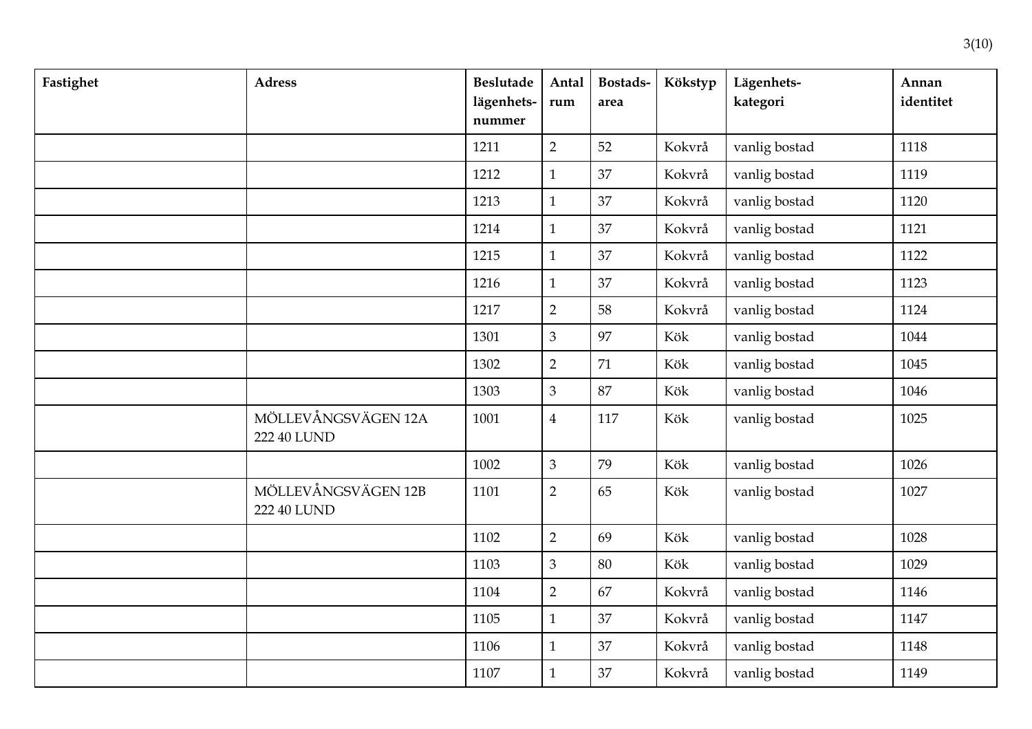| Fastighet | Adress | Beslutade lägenhets-nummer | Antal rum | Bostads-area | Kökstyp | Lägenhets-kategori | Annan identitet |
|---|---|---|---|---|---|---|---|
| | | 1211 | 2 | 52 | Kokvrå | vanlig bostad | 1118 |
| | | 1212 | 1 | 37 | Kokvrå | vanlig bostad | 1119 |
| | | 1213 | 1 | 37 | Kokvrå | vanlig bostad | 1120 |
| | | 1214 | 1 | 37 | Kokvrå | vanlig bostad | 1121 |
| | | 1215 | 1 | 37 | Kokvrå | vanlig bostad | 1122 |
| | | 1216 | 1 | 37 | Kokvrå | vanlig bostad | 1123 |
| | | 1217 | 2 | 58 | Kokvrå | vanlig bostad | 1124 |
| | | 1301 | 3 | 97 | Kök | vanlig bostad | 1044 |
| | | 1302 | 2 | 71 | Kök | vanlig bostad | 1045 |
| | | 1303 | 3 | 87 | Kök | vanlig bostad | 1046 |
| | MÖLLEVÅNGSVÄGEN 12A 222 40 LUND | 1001 | 4 | 117 | Kök | vanlig bostad | 1025 |
| | | 1002 | 3 | 79 | Kök | vanlig bostad | 1026 |
| | MÖLLEVÅNGSVÄGEN 12B 222 40 LUND | 1101 | 2 | 65 | Kök | vanlig bostad | 1027 |
| | | 1102 | 2 | 69 | Kök | vanlig bostad | 1028 |
| | | 1103 | 3 | 80 | Kök | vanlig bostad | 1029 |
| | | 1104 | 2 | 67 | Kokvrå | vanlig bostad | 1146 |
| | | 1105 | 1 | 37 | Kokvrå | vanlig bostad | 1147 |
| | | 1106 | 1 | 37 | Kokvrå | vanlig bostad | 1148 |
| | | 1107 | 1 | 37 | Kokvrå | vanlig bostad | 1149 |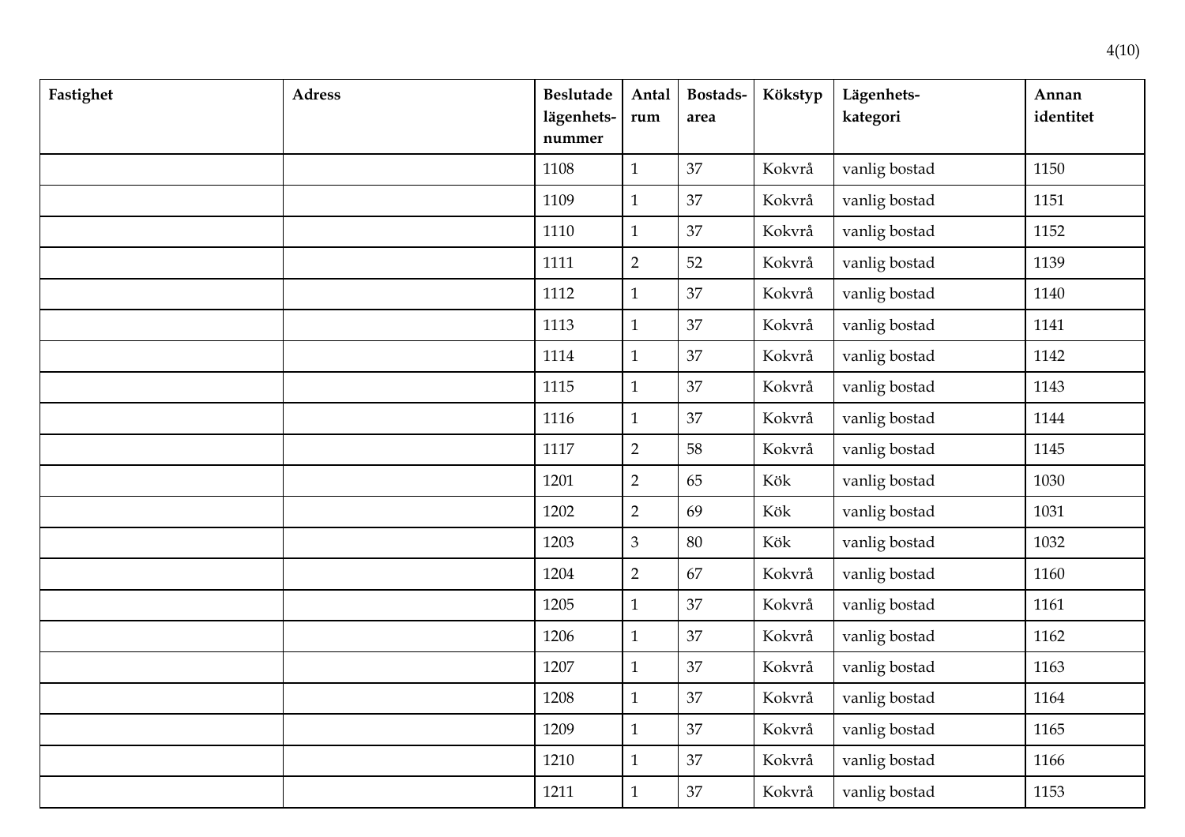| Fastighet | Adress | Beslutade lägenhets-nummer | Antal rum | Bostads-area | Kökstyp | Lägenhets-kategori | Annan identitet |
|---|---|---|---|---|---|---|---|
| | | 1108 | 1 | 37 | Kokvrå | vanlig bostad | 1150 |
| | | 1109 | 1 | 37 | Kokvrå | vanlig bostad | 1151 |
| | | 1110 | 1 | 37 | Kokvrå | vanlig bostad | 1152 |
| | | 1111 | 2 | 52 | Kokvrå | vanlig bostad | 1139 |
| | | 1112 | 1 | 37 | Kokvrå | vanlig bostad | 1140 |
| | | 1113 | 1 | 37 | Kokvrå | vanlig bostad | 1141 |
| | | 1114 | 1 | 37 | Kokvrå | vanlig bostad | 1142 |
| | | 1115 | 1 | 37 | Kokvrå | vanlig bostad | 1143 |
| | | 1116 | 1 | 37 | Kokvrå | vanlig bostad | 1144 |
| | | 1117 | 2 | 58 | Kokvrå | vanlig bostad | 1145 |
| | | 1201 | 2 | 65 | Kök | vanlig bostad | 1030 |
| | | 1202 | 2 | 69 | Kök | vanlig bostad | 1031 |
| | | 1203 | 3 | 80 | Kök | vanlig bostad | 1032 |
| | | 1204 | 2 | 67 | Kokvrå | vanlig bostad | 1160 |
| | | 1205 | 1 | 37 | Kokvrå | vanlig bostad | 1161 |
| | | 1206 | 1 | 37 | Kokvrå | vanlig bostad | 1162 |
| | | 1207 | 1 | 37 | Kokvrå | vanlig bostad | 1163 |
| | | 1208 | 1 | 37 | Kokvrå | vanlig bostad | 1164 |
| | | 1209 | 1 | 37 | Kokvrå | vanlig bostad | 1165 |
| | | 1210 | 1 | 37 | Kokvrå | vanlig bostad | 1166 |
| | | 1211 | 1 | 37 | Kokvrå | vanlig bostad | 1153 |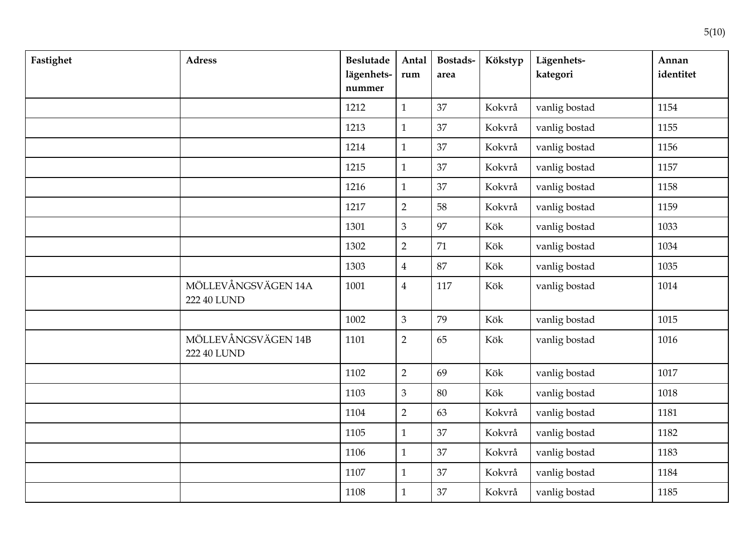| Fastighet | Adress | Beslutade lägenhets- nummer | Antal rum | Bostads- area | Kökstyp | Lägenhets- kategori | Annan identitet |
|---|---|---|---|---|---|---|---|
| | | 1212 | 1 | 37 | Kokvrå | vanlig bostad | 1154 |
| | | 1213 | 1 | 37 | Kokvrå | vanlig bostad | 1155 |
| | | 1214 | 1 | 37 | Kokvrå | vanlig bostad | 1156 |
| | | 1215 | 1 | 37 | Kokvrå | vanlig bostad | 1157 |
| | | 1216 | 1 | 37 | Kokvrå | vanlig bostad | 1158 |
| | | 1217 | 2 | 58 | Kokvrå | vanlig bostad | 1159 |
| | | 1301 | 3 | 97 | Kök | vanlig bostad | 1033 |
| | | 1302 | 2 | 71 | Kök | vanlig bostad | 1034 |
| | | 1303 | 4 | 87 | Kök | vanlig bostad | 1035 |
| | MÖLLEVÅNGSVÄGEN 14A 222 40 LUND | 1001 | 4 | 117 | Kök | vanlig bostad | 1014 |
| | | 1002 | 3 | 79 | Kök | vanlig bostad | 1015 |
| | MÖLLEVÅNGSVÄGEN 14B 222 40 LUND | 1101 | 2 | 65 | Kök | vanlig bostad | 1016 |
| | | 1102 | 2 | 69 | Kök | vanlig bostad | 1017 |
| | | 1103 | 3 | 80 | Kök | vanlig bostad | 1018 |
| | | 1104 | 2 | 63 | Kokvrå | vanlig bostad | 1181 |
| | | 1105 | 1 | 37 | Kokvrå | vanlig bostad | 1182 |
| | | 1106 | 1 | 37 | Kokvrå | vanlig bostad | 1183 |
| | | 1107 | 1 | 37 | Kokvrå | vanlig bostad | 1184 |
| | | 1108 | 1 | 37 | Kokvrå | vanlig bostad | 1185 |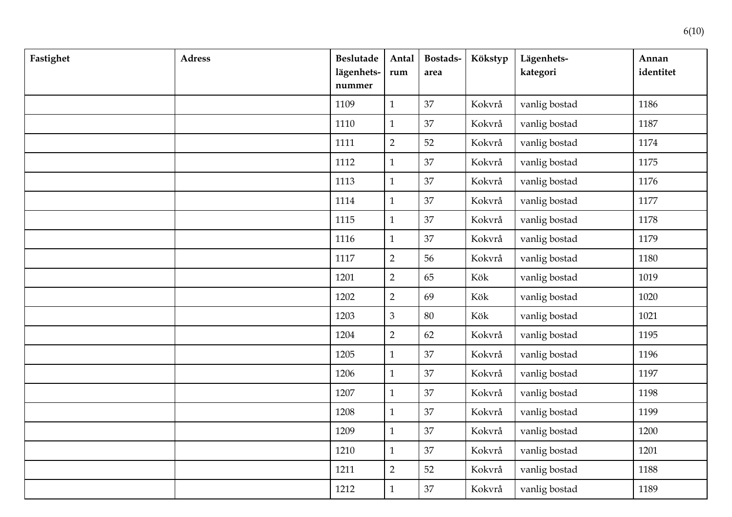| **Fastighet** | **Adress** | **Beslutade lägenhets-nummer** | **Antal rum** | **Bostads-area** | **Kökstyp** | **Lägenhets-kategori** | **Annan identitet** |
|---|---|---|---|---|---|---|---|
| | | 1109 | 1 | 37 | Kokvrå | vanlig bostad | 1186 |
| | | 1110 | 1 | 37 | Kokvrå | vanlig bostad | 1187 |
| | | 1111 | 2 | 52 | Kokvrå | vanlig bostad | 1174 |
| | | 1112 | 1 | 37 | Kokvrå | vanlig bostad | 1175 |
| | | 1113 | 1 | 37 | Kokvrå | vanlig bostad | 1176 |
| | | 1114 | 1 | 37 | Kokvrå | vanlig bostad | 1177 |
| | | 1115 | 1 | 37 | Kokvrå | vanlig bostad | 1178 |
| | | 1116 | 1 | 37 | Kokvrå | vanlig bostad | 1179 |
| | | 1117 | 2 | 56 | Kokvrå | vanlig bostad | 1180 |
| | | 1201 | 2 | 65 | Kök | vanlig bostad | 1019 |
| | | 1202 | 2 | 69 | Kök | vanlig bostad | 1020 |
| | | 1203 | 3 | 80 | Kök | vanlig bostad | 1021 |
| | | 1204 | 2 | 62 | Kokvrå | vanlig bostad | 1195 |
| | | 1205 | 1 | 37 | Kokvrå | vanlig bostad | 1196 |
| | | 1206 | 1 | 37 | Kokvrå | vanlig bostad | 1197 |
| | | 1207 | 1 | 37 | Kokvrå | vanlig bostad | 1198 |
| | | 1208 | 1 | 37 | Kokvrå | vanlig bostad | 1199 |
| | | 1209 | 1 | 37 | Kokvrå | vanlig bostad | 1200 |
| | | 1210 | 1 | 37 | Kokvrå | vanlig bostad | 1201 |
| | | 1211 | 2 | 52 | Kokvrå | vanlig bostad | 1188 |
| | | 1212 | 1 | 37 | Kokvrå | vanlig bostad | 1189 |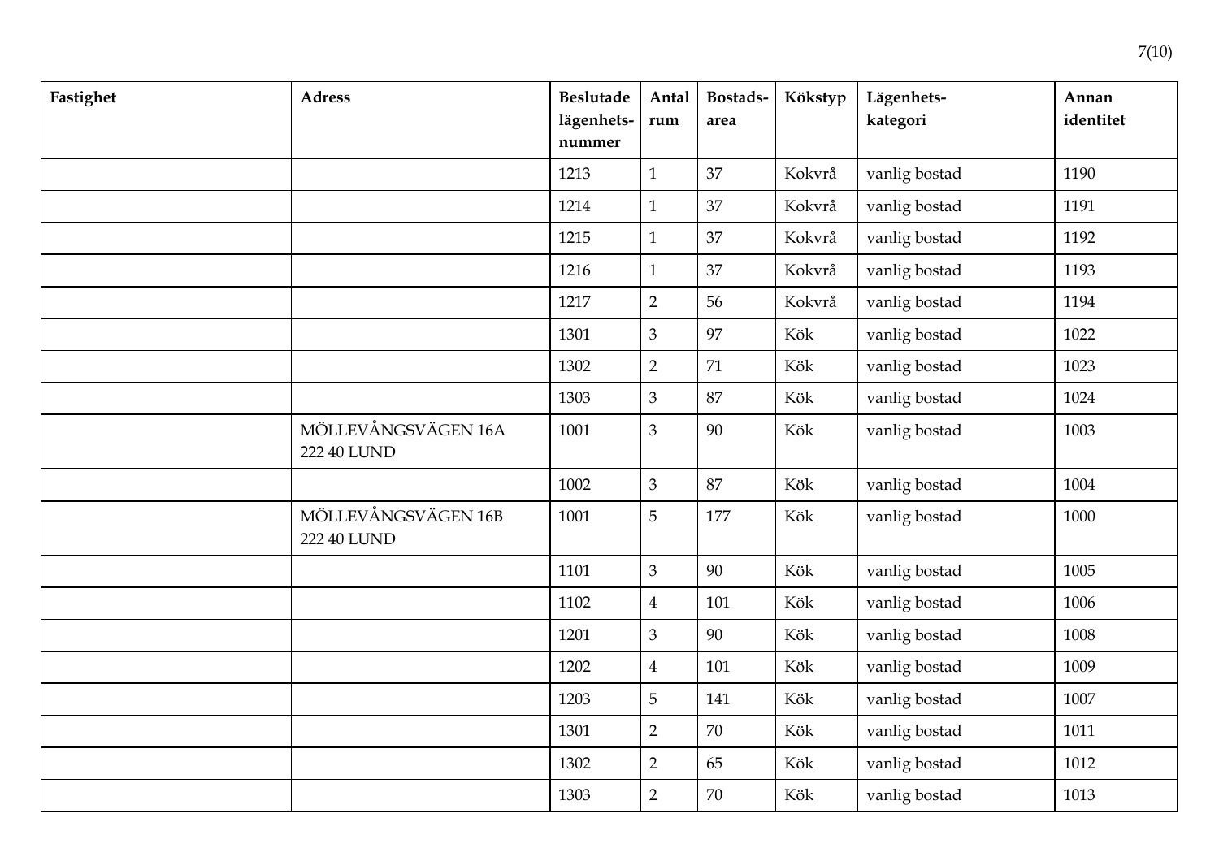| Fastighet | Adress | Beslutade lägenhets-nummer | Antal rum | Bostads-area | Kökstyp | Lägenhets-kategori | Annan identitet |
|---|---|---|---|---|---|---|---|
| | | 1213 | 1 | 37 | Kokvrå | vanlig bostad | 1190 |
| | | 1214 | 1 | 37 | Kokvrå | vanlig bostad | 1191 |
| | | 1215 | 1 | 37 | Kokvrå | vanlig bostad | 1192 |
| | | 1216 | 1 | 37 | Kokvrå | vanlig bostad | 1193 |
| | | 1217 | 2 | 56 | Kokvrå | vanlig bostad | 1194 |
| | | 1301 | 3 | 97 | Kök | vanlig bostad | 1022 |
| | | 1302 | 2 | 71 | Kök | vanlig bostad | 1023 |
| | | 1303 | 3 | 87 | Kök | vanlig bostad | 1024 |
| | MÖLLEVÅNGSVÄGEN 16A 222 40 LUND | 1001 | 3 | 90 | Kök | vanlig bostad | 1003 |
| | | 1002 | 3 | 87 | Kök | vanlig bostad | 1004 |
| | MÖLLEVÅNGSVÄGEN 16B 222 40 LUND | 1001 | 5 | 177 | Kök | vanlig bostad | 1000 |
| | | 1101 | 3 | 90 | Kök | vanlig bostad | 1005 |
| | | 1102 | 4 | 101 | Kök | vanlig bostad | 1006 |
| | | 1201 | 3 | 90 | Kök | vanlig bostad | 1008 |
| | | 1202 | 4 | 101 | Kök | vanlig bostad | 1009 |
| | | 1203 | 5 | 141 | Kök | vanlig bostad | 1007 |
| | | 1301 | 2 | 70 | Kök | vanlig bostad | 1011 |
| | | 1302 | 2 | 65 | Kök | vanlig bostad | 1012 |
| | | 1303 | 2 | 70 | Kök | vanlig bostad | 1013 |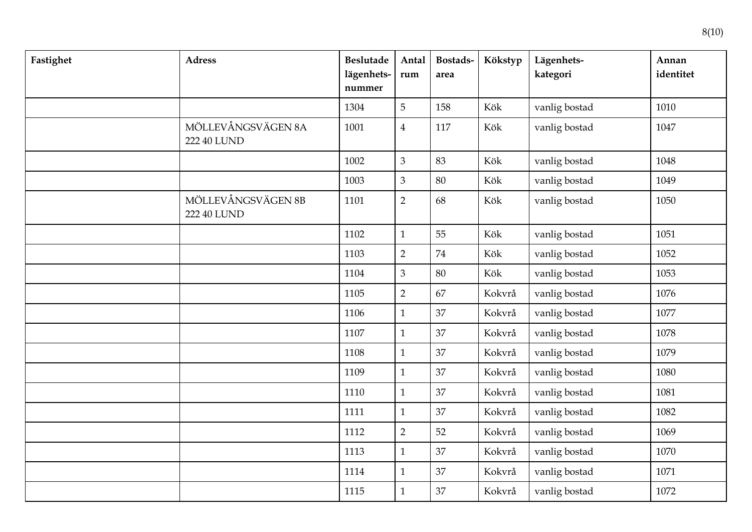| Fastighet | Adress | Beslutade lägenhets-nummer | Antal rum | Bostads-area | Kökstyp | Lägenhets-kategori | Annan identitet |
|---|---|---|---|---|---|---|---|
| | | 1304 | 5 | 158 | Kök | vanlig bostad | 1010 |
| | MÖLLEVÅNGSVÄGEN 8A 222 40 LUND | 1001 | 4 | 117 | Kök | vanlig bostad | 1047 |
| | | 1002 | 3 | 83 | Kök | vanlig bostad | 1048 |
| | | 1003 | 3 | 80 | Kök | vanlig bostad | 1049 |
| | MÖLLEVÅNGSVÄGEN 8B 222 40 LUND | 1101 | 2 | 68 | Kök | vanlig bostad | 1050 |
| | | 1102 | 1 | 55 | Kök | vanlig bostad | 1051 |
| | | 1103 | 2 | 74 | Kök | vanlig bostad | 1052 |
| | | 1104 | 3 | 80 | Kök | vanlig bostad | 1053 |
| | | 1105 | 2 | 67 | Kokvrå | vanlig bostad | 1076 |
| | | 1106 | 1 | 37 | Kokvrå | vanlig bostad | 1077 |
| | | 1107 | 1 | 37 | Kokvrå | vanlig bostad | 1078 |
| | | 1108 | 1 | 37 | Kokvrå | vanlig bostad | 1079 |
| | | 1109 | 1 | 37 | Kokvrå | vanlig bostad | 1080 |
| | | 1110 | 1 | 37 | Kokvrå | vanlig bostad | 1081 |
| | | 1111 | 1 | 37 | Kokvrå | vanlig bostad | 1082 |
| | | 1112 | 2 | 52 | Kokvrå | vanlig bostad | 1069 |
| | | 1113 | 1 | 37 | Kokvrå | vanlig bostad | 1070 |
| | | 1114 | 1 | 37 | Kokvrå | vanlig bostad | 1071 |
| | | 1115 | 1 | 37 | Kokvrå | vanlig bostad | 1072 |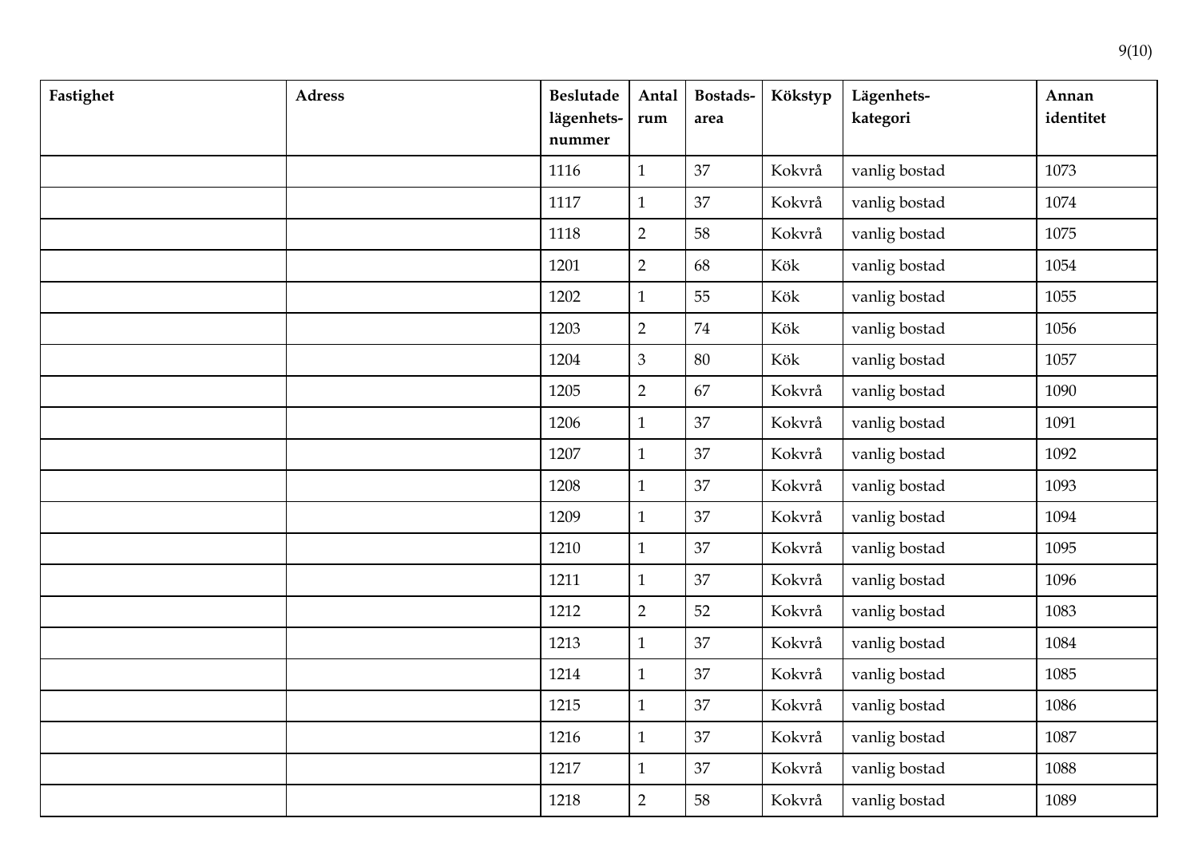| Fastighet | Adress | Beslutade lägenhets-nummer | Antal rum | Bostads-area | Kökstyp | Lägenhets-kategori | Annan identitet |
|---|---|---|---|---|---|---|---|
| | | 1116 | 1 | 37 | Kokvrå | vanlig bostad | 1073 |
| | | 1117 | 1 | 37 | Kokvrå | vanlig bostad | 1074 |
| | | 1118 | 2 | 58 | Kokvrå | vanlig bostad | 1075 |
| | | 1201 | 2 | 68 | Kök | vanlig bostad | 1054 |
| | | 1202 | 1 | 55 | Kök | vanlig bostad | 1055 |
| | | 1203 | 2 | 74 | Kök | vanlig bostad | 1056 |
| | | 1204 | 3 | 80 | Kök | vanlig bostad | 1057 |
| | | 1205 | 2 | 67 | Kokvrå | vanlig bostad | 1090 |
| | | 1206 | 1 | 37 | Kokvrå | vanlig bostad | 1091 |
| | | 1207 | 1 | 37 | Kokvrå | vanlig bostad | 1092 |
| | | 1208 | 1 | 37 | Kokvrå | vanlig bostad | 1093 |
| | | 1209 | 1 | 37 | Kokvrå | vanlig bostad | 1094 |
| | | 1210 | 1 | 37 | Kokvrå | vanlig bostad | 1095 |
| | | 1211 | 1 | 37 | Kokvrå | vanlig bostad | 1096 |
| | | 1212 | 2 | 52 | Kokvrå | vanlig bostad | 1083 |
| | | 1213 | 1 | 37 | Kokvrå | vanlig bostad | 1084 |
| | | 1214 | 1 | 37 | Kokvrå | vanlig bostad | 1085 |
| | | 1215 | 1 | 37 | Kokvrå | vanlig bostad | 1086 |
| | | 1216 | 1 | 37 | Kokvrå | vanlig bostad | 1087 |
| | | 1217 | 1 | 37 | Kokvrå | vanlig bostad | 1088 |
| | | 1218 | 2 | 58 | Kokvrå | vanlig bostad | 1089 |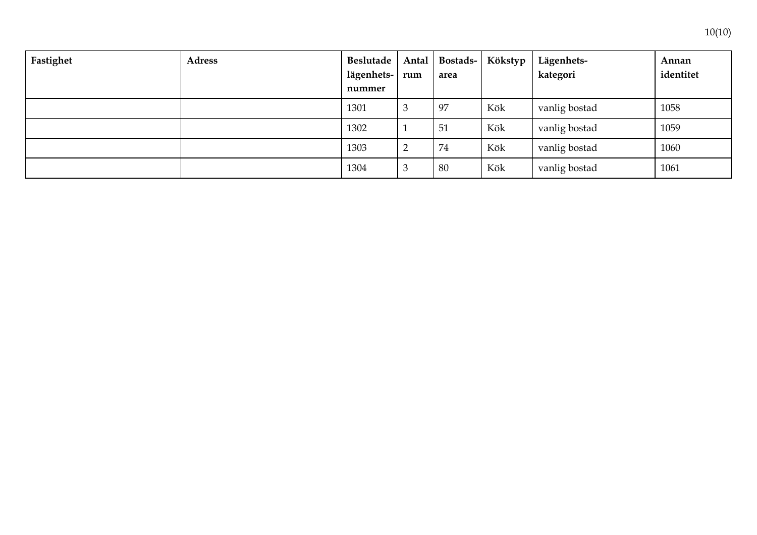| Fastighet | Adress | Beslutade lägenhets-nummer | Antal rum | Bostads-area | Kökstyp | Lägenhets-kategori | Annan identitet |
|---|---|---|---|---|---|---|---|
| | | 1301 | 3 | 97 | Kök | vanlig bostad | 1058 |
| | | 1302 | 1 | 51 | Kök | vanlig bostad | 1059 |
| | | 1303 | 2 | 74 | Kök | vanlig bostad | 1060 |
| | | 1304 | 3 | 80 | Kök | vanlig bostad | 1061 |